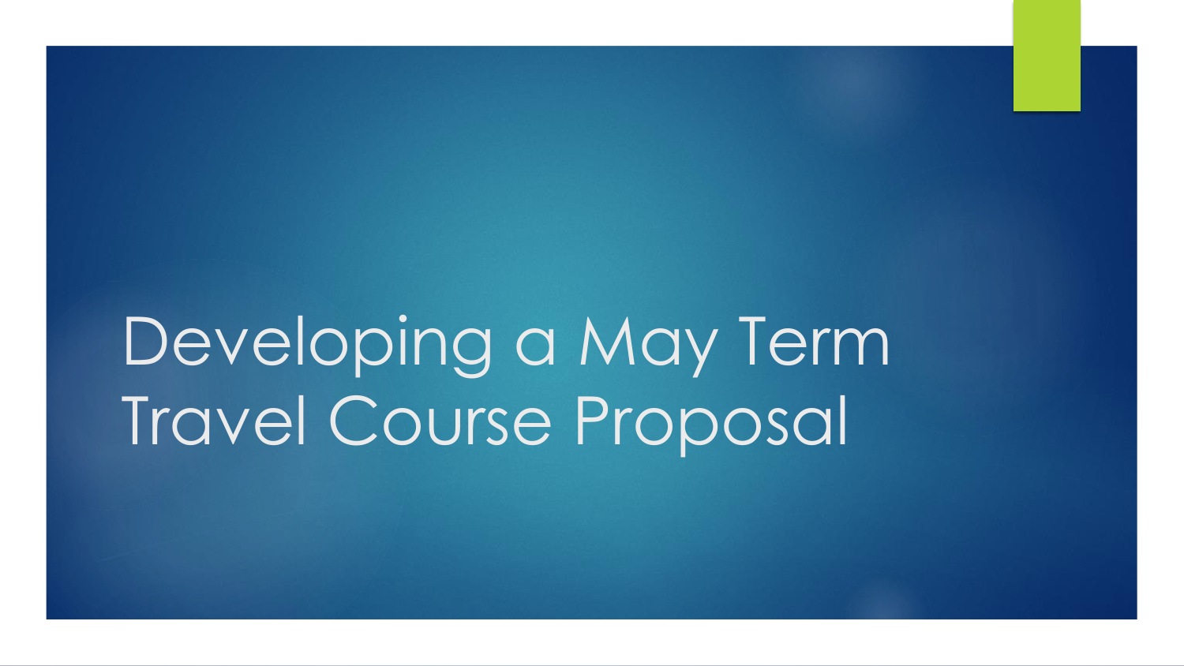# Developing a May Term Travel Course Proposal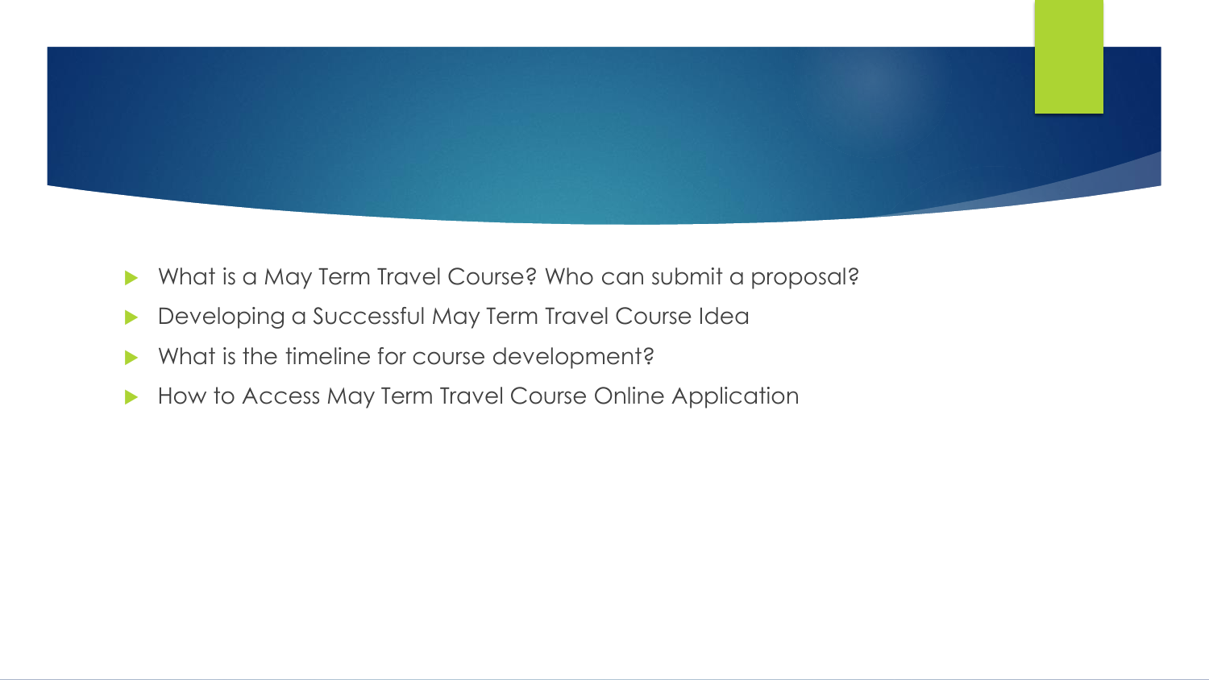- What is a May Term Travel Course? Who can submit a proposal?
- Developing a Successful May Term Travel Course Idea
- What is the timeline for course development?
- How to Access May Term Travel Course Online Application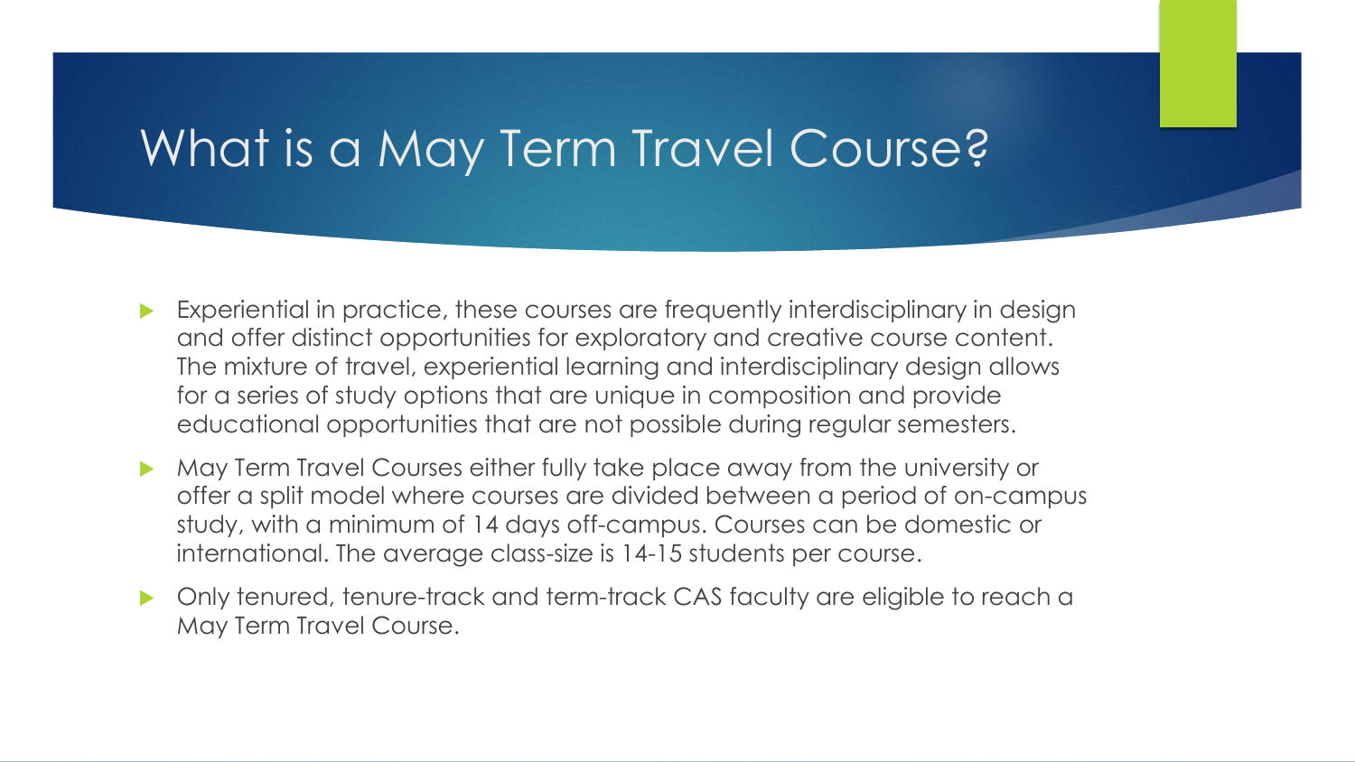# What is a May Term Travel Course?

- Experiential in practice, these courses are frequently interdisciplinary in design and offer distinct opportunities for exploratory and creative course content. The mixture of travel, experiential learning and interdisciplinary design allows for a series of study options that are unique in composition and provide educational opportunities that are not possible during regular semesters.
- May Term Travel Courses either fully take place away from the university or offer a split model where courses are divided between a period of on-campus study, with a minimum of 14 days off-campus. Courses can be domestic or international. The average class-size is 14-15 students per course.
- Only tenured, tenure-track and term-track CAS faculty are eligible to reach a May Term Travel Course.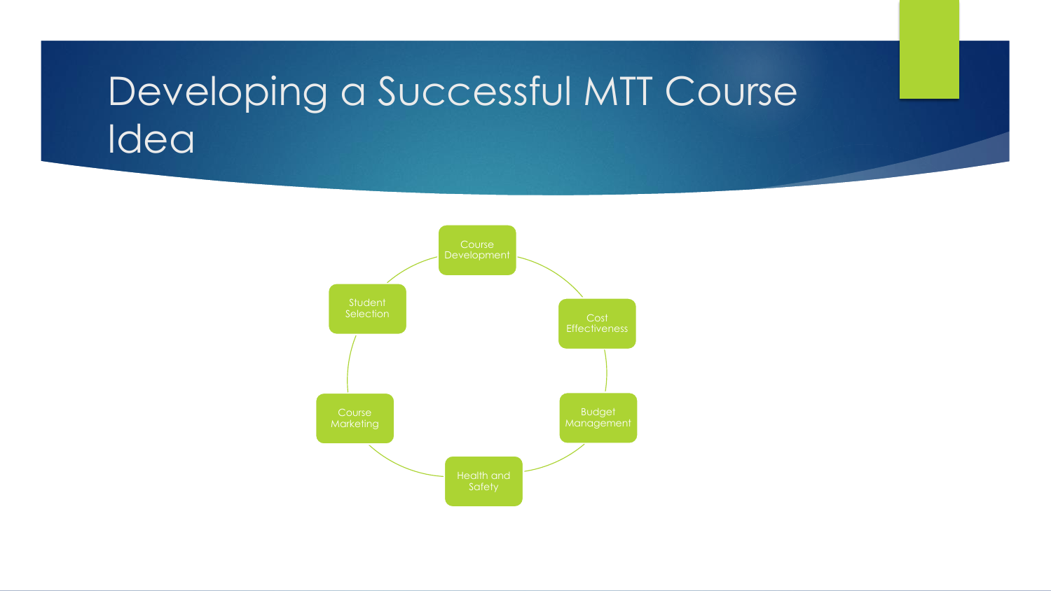# Developing a Successful MTT Course Idea

- Course Development
- Cost Effectiveness
- Budget Management
- Health and Safety
- Course Marketing
- Student Selection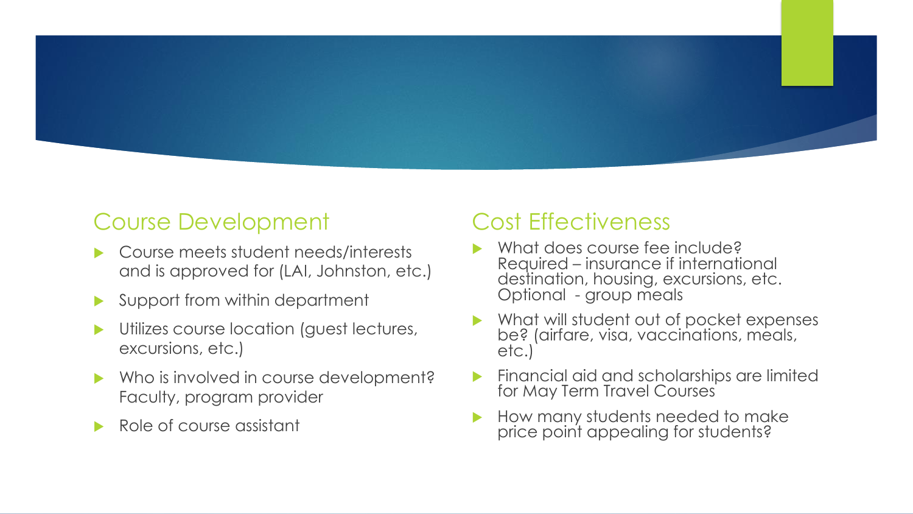## Course Development

- Course meets student needs/interests and is approved for (LAI, Johnston, etc.)
- Support from within department
- Utilizes course location (guest lectures, excursions, etc.)
- Who is involved in course development? Faculty, program provider
- Role of course assistant

## Cost Effectiveness

- What does course fee include? Required – insurance if international destination, housing, excursions, etc. Optional - group meals
- What will student out of pocket expenses be? (airfare, visa, vaccinations, meals, etc.)
- Financial aid and scholarships are limited for May Term Travel Courses
- How many students needed to make price point appealing for students?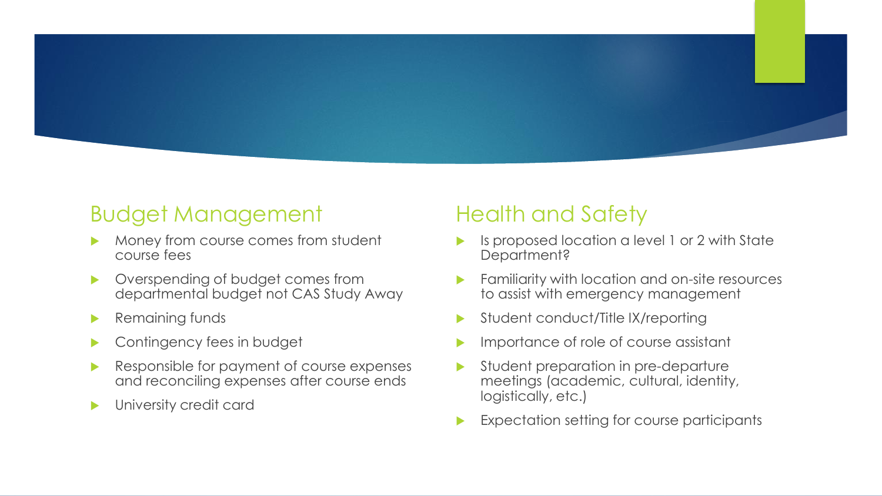## Budget Management

- Money from course comes from student course fees
- Overspending of budget comes from departmental budget not CAS Study Away
- Remaining funds
- Contingency fees in budget
- Responsible for payment of course expenses and reconciling expenses after course ends
- University credit card

## Health and Safety

- Is proposed location a level 1 or 2 with State Department?
- Familiarity with location and on-site resources to assist with emergency management
- Student conduct/Title IX/reporting
- Importance of role of course assistant
- Student preparation in pre-departure meetings (academic, cultural, identity, logistically, etc.)
- Expectation setting for course participants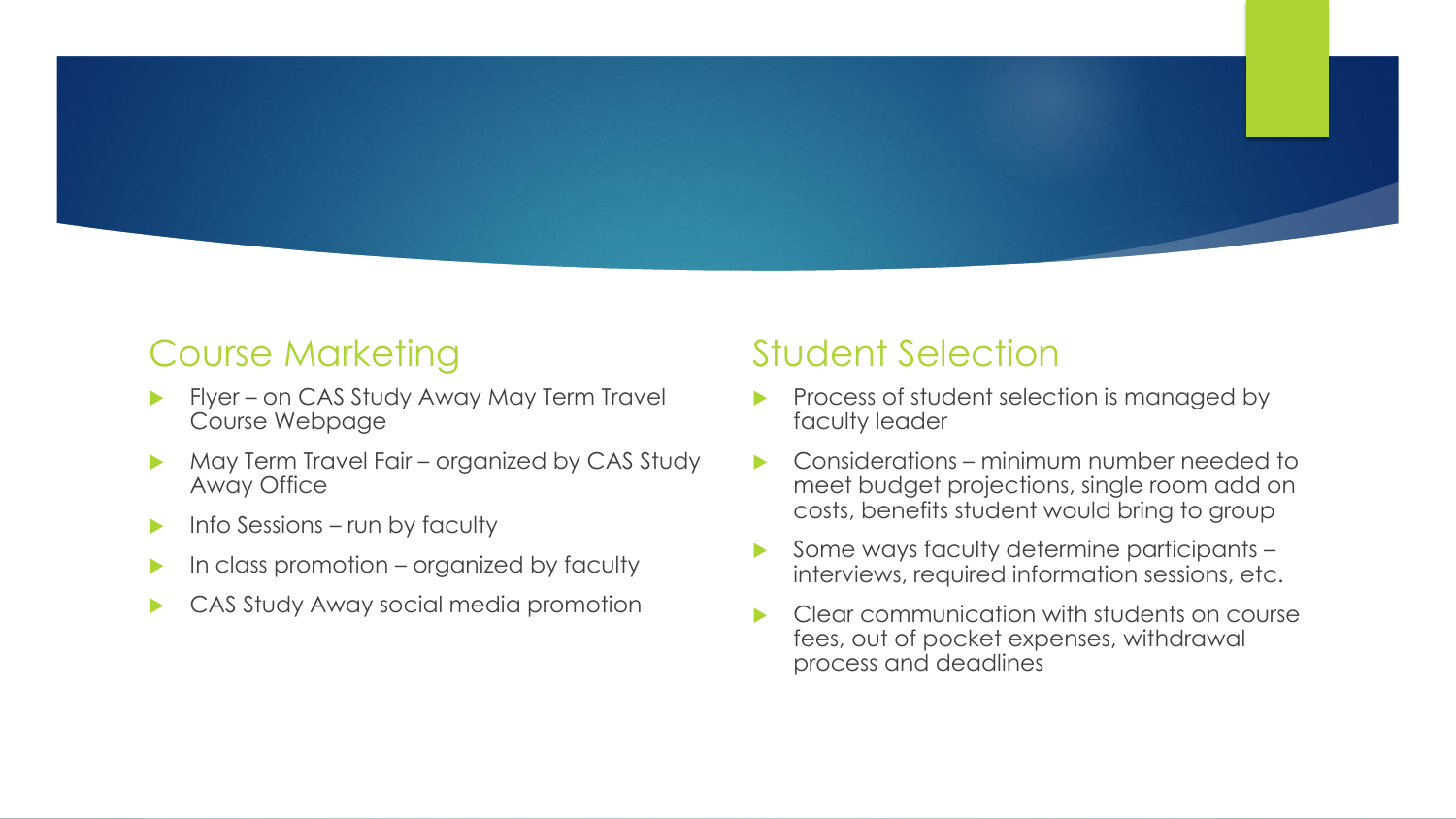## Course Marketing

- Flyer – on CAS Study Away May Term Travel Course Webpage
- May Term Travel Fair – organized by CAS Study Away Office
- Info Sessions – run by faculty
- In class promotion – organized by faculty
- CAS Study Away social media promotion

## Student Selection

- Process of student selection is managed by faculty leader
- Considerations – minimum number needed to meet budget projections, single room add on costs, benefits student would bring to group
- Some ways faculty determine participants – interviews, required information sessions, etc.
- Clear communication with students on course fees, out of pocket expenses, withdrawal process and deadlines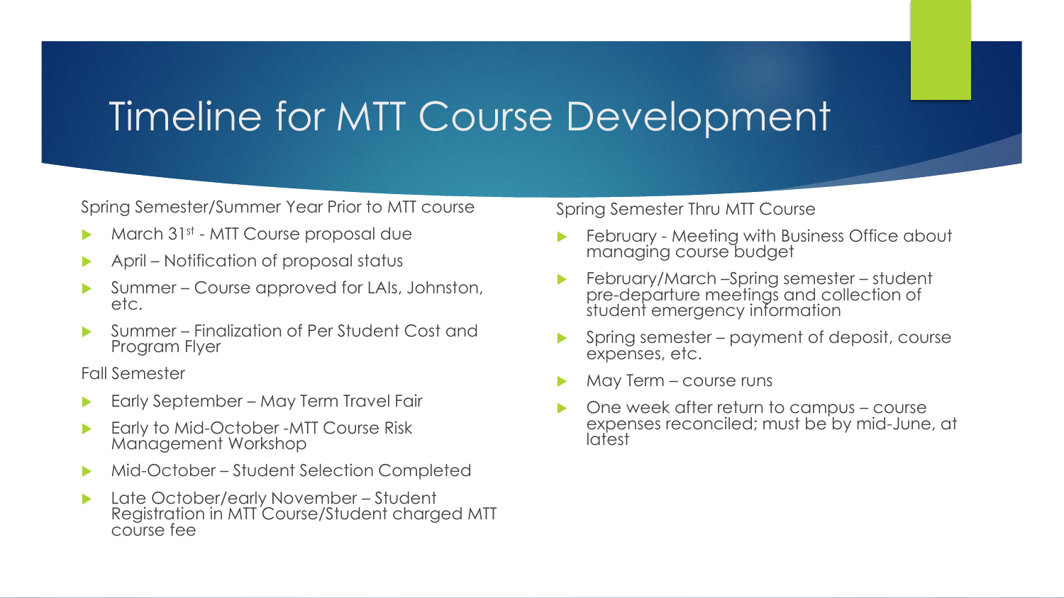# Timeline for MTT Course Development

Spring Semester/Summer Year Prior to MTT course

- March 31st - MTT Course proposal due
- April – Notification of proposal status
- Summer – Course approved for LAIs, Johnston, etc.
- Summer – Finalization of Per Student Cost and Program Flyer

Fall Semester

- Early September – May Term Travel Fair
- Early to Mid-October -MTT Course Risk Management Workshop
- Mid-October – Student Selection Completed
- Late October/early November – Student Registration in MTT Course/Student charged MTT course fee

Spring Semester Thru MTT Course

- February - Meeting with Business Office about managing course budget
- February/March –Spring semester – student pre-departure meetings and collection of student emergency information
- Spring semester – payment of deposit, course expenses, etc.
- May Term – course runs
- One week after return to campus – course expenses reconciled; must be by mid-June, at latest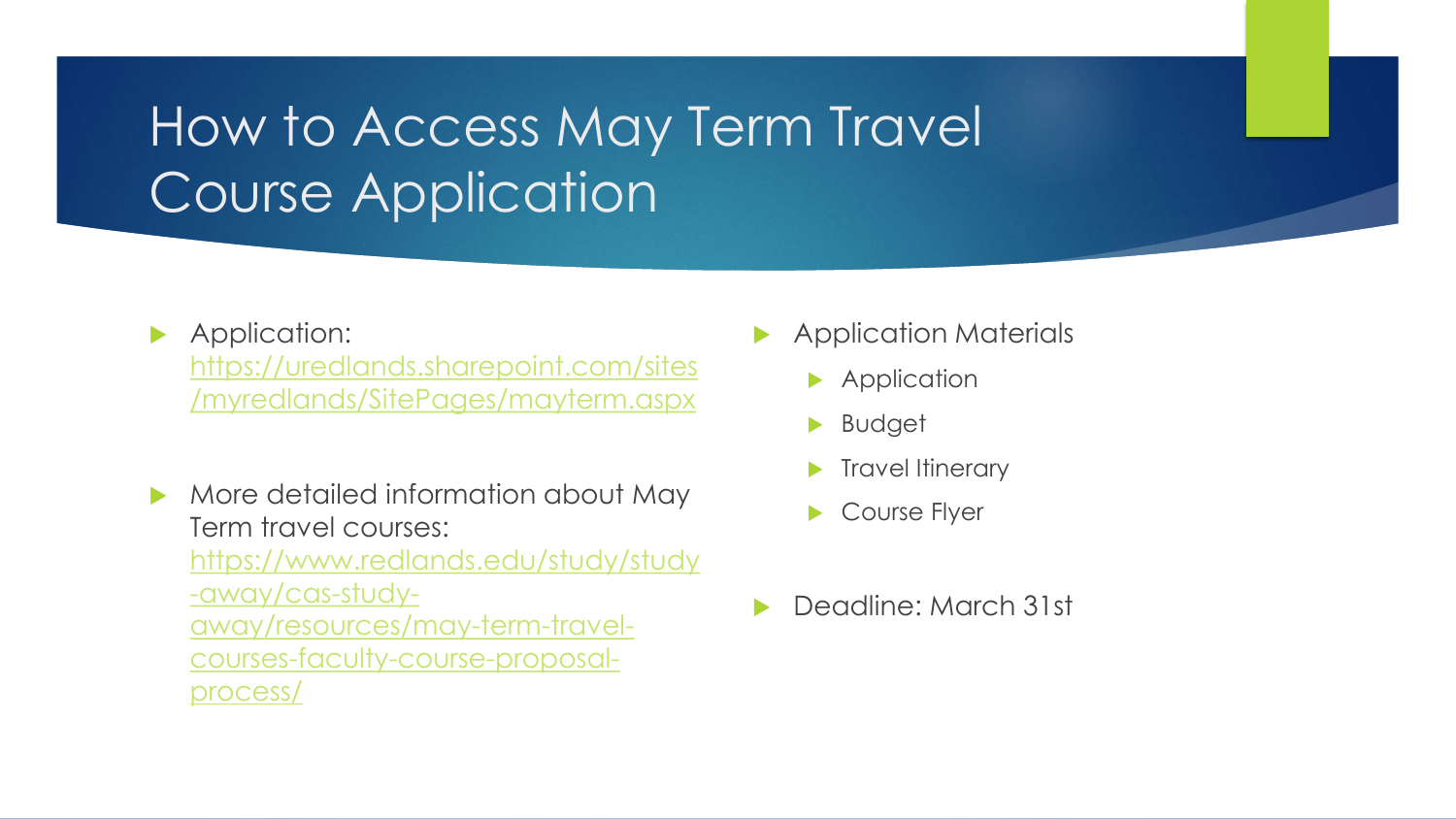# How to Access May Term Travel Course Application

- Application: https://uredlands.sharepoint.com/sites/myredlands/SitePages/mayterm.aspx
- More detailed information about May Term travel courses: https://www.redlands.edu/study/study-away/cas-study-away/resources/may-term-travel-courses-faculty-course-proposal-process/
- Application Materials
  - Application
  - Budget
  - Travel Itinerary
  - Course Flyer
- Deadline: March 31st